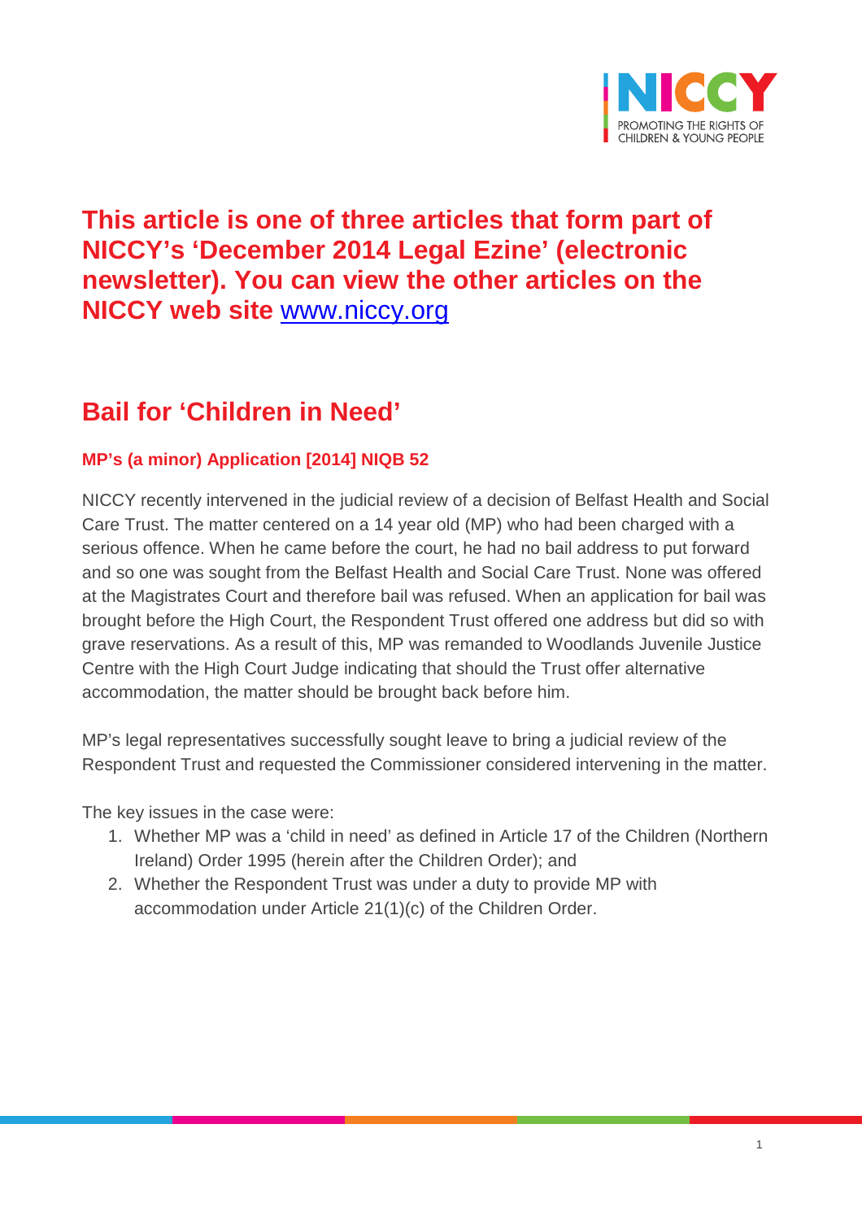**This article is one of three articles that form part of NICCY's 'December 2014 Legal Ezine' (electronic newsletter). You can view the other articles on the NICCY web site [www.niccy.org](http://www.niccy.org)**

## Bail for 'Children in Need'

### MP's (a minor) Application [2014] NIQB 52

NICCY recently intervened in the judicial review of a decision of Belfast Health and Social Care Trust. The matter centered on a 14 year old (MP) who had been charged with a serious offence. When he came before the court, he had no bail address to put forward and so one was sought from the Belfast Health and Social Care Trust. None was offered at the Magistrates Court and therefore bail was refused. When an application for bail was brought before the High Court, the Respondent Trust offered one address but did so with grave reservations. As a result of this, MP was remanded to Woodlands Juvenile Justice Centre with the High Court Judge indicating that should the Trust offer alternative accommodation, the matter should be brought back before him.

MP's legal representatives successfully sought leave to bring a judicial review of the Respondent Trust and requested the Commissioner considered intervening in the matter.

The key issues in the case were:

1. Whether MP was a 'child in need' as defined in Article 17 of the Children (Northern Ireland) Order 1995 (herein after the Children Order); and
2. Whether the Respondent Trust was under a duty to provide MP with accommodation under Article 21(1)(c) of the Children Order.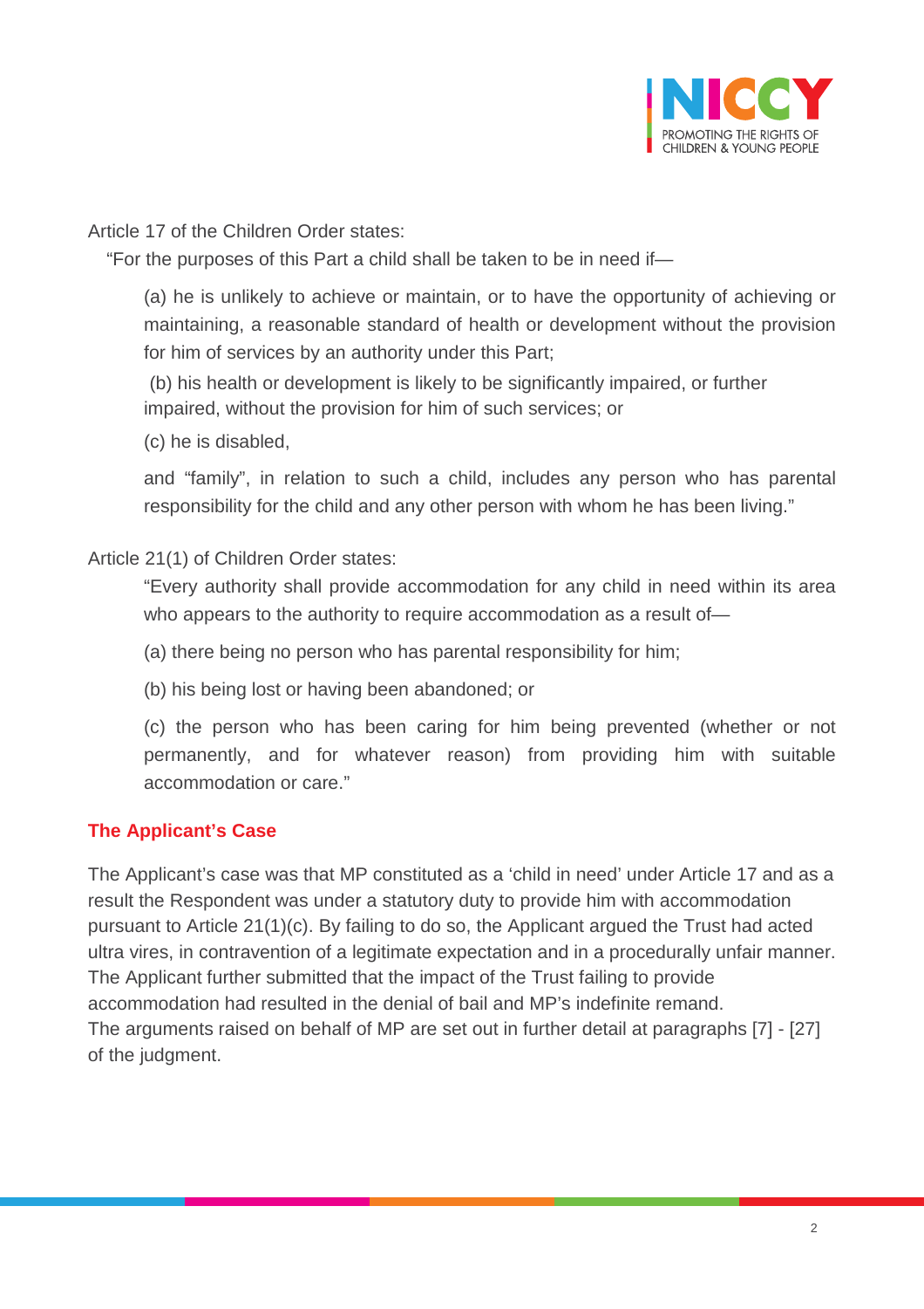Article 17 of the Children Order states:

"For the purposes of this Part a child shall be taken to be in need if—

> (a) he is unlikely to achieve or maintain, or to have the opportunity of achieving or maintaining, a reasonable standard of health or development without the provision for him of services by an authority under this Part;
>
> (b) his health or development is likely to be significantly impaired, or further impaired, without the provision for him of such services; or
>
> (c) he is disabled,
>
> and "family", in relation to such a child, includes any person who has parental responsibility for the child and any other person with whom he has been living."

Article 21(1) of Children Order states:

> "Every authority shall provide accommodation for any child in need within its area who appears to the authority to require accommodation as a result of—
>
> (a) there being no person who has parental responsibility for him;
>
> (b) his being lost or having been abandoned; or
>
> (c) the person who has been caring for him being prevented (whether or not permanently, and for whatever reason) from providing him with suitable accommodation or care."

## The Applicant's Case

The Applicant's case was that MP constituted as a 'child in need' under Article 17 and as a result the Respondent was under a statutory duty to provide him with accommodation pursuant to Article 21(1)(c). By failing to do so, the Applicant argued the Trust had acted ultra vires, in contravention of a legitimate expectation and in a procedurally unfair manner. The Applicant further submitted that the impact of the Trust failing to provide accommodation had resulted in the denial of bail and MP's indefinite remand.
The arguments raised on behalf of MP are set out in further detail at paragraphs [7] - [27] of the judgment.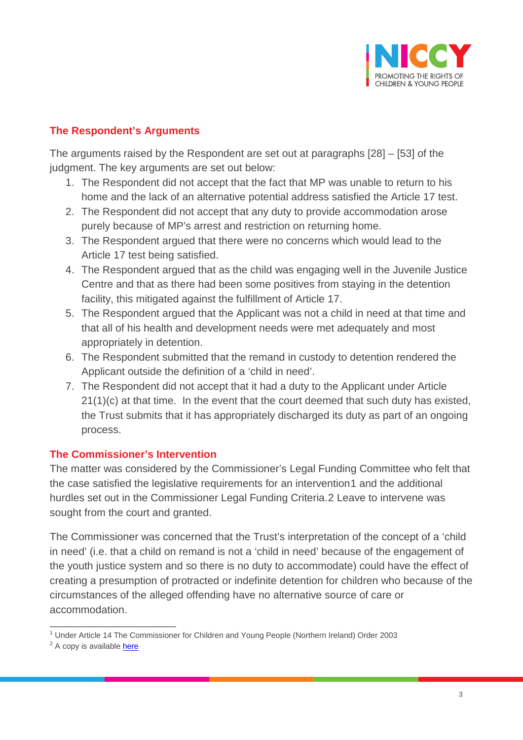### The Respondent's Arguments

The arguments raised by the Respondent are set out at paragraphs [28] – [53] of the judgment. The key arguments are set out below:

1. The Respondent did not accept that the fact that MP was unable to return to his home and the lack of an alternative potential address satisfied the Article 17 test.
2. The Respondent did not accept that any duty to provide accommodation arose purely because of MP's arrest and restriction on returning home.
3. The Respondent argued that there were no concerns which would lead to the Article 17 test being satisfied.
4. The Respondent argued that as the child was engaging well in the Juvenile Justice Centre and that as there had been some positives from staying in the detention facility, this mitigated against the fulfillment of Article 17.
5. The Respondent argued that the Applicant was not a child in need at that time and that all of his health and development needs were met adequately and most appropriately in detention.
6. The Respondent submitted that the remand in custody to detention rendered the Applicant outside the definition of a 'child in need'.
7. The Respondent did not accept that it had a duty to the Applicant under Article 21(1)(c) at that time. In the event that the court deemed that such duty has existed, the Trust submits that it has appropriately discharged its duty as part of an ongoing process.

### The Commissioner's Intervention

The matter was considered by the Commissioner's Legal Funding Committee who felt that the case satisfied the legislative requirements for an intervention[1] and the additional hurdles set out in the Commissioner Legal Funding Criteria.[2] Leave to intervene was sought from the court and granted.

The Commissioner was concerned that the Trust's interpretation of the concept of a 'child in need' (i.e. that a child on remand is not a 'child in need' because of the engagement of the youth justice system and so there is no duty to accommodate) could have the effect of creating a presumption of protracted or indefinite detention for children who because of the circumstances of the alleged offending have no alternative source of care or accommodation.

---

[1] Under Article 14 The Commissioner for Children and Young People (Northern Ireland) Order 2003

[2] A copy is available here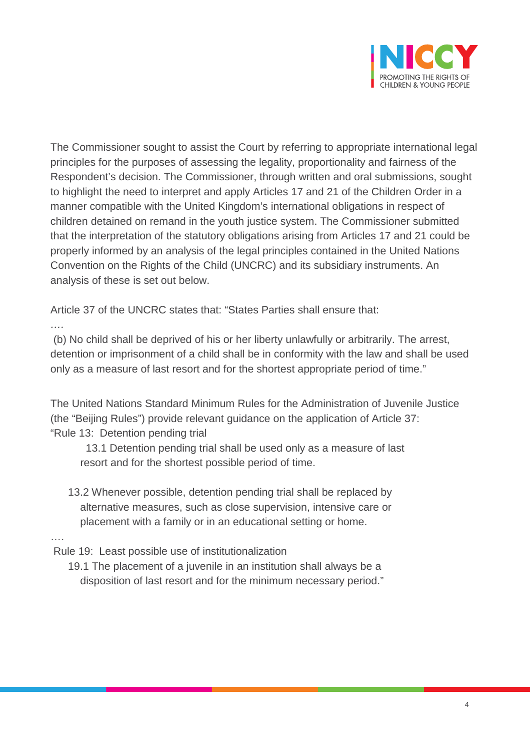The Commissioner sought to assist the Court by referring to appropriate international legal principles for the purposes of assessing the legality, proportionality and fairness of the Respondent's decision. The Commissioner, through written and oral submissions, sought to highlight the need to interpret and apply Articles 17 and 21 of the Children Order in a manner compatible with the United Kingdom's international obligations in respect of children detained on remand in the youth justice system. The Commissioner submitted that the interpretation of the statutory obligations arising from Articles 17 and 21 could be properly informed by an analysis of the legal principles contained in the United Nations Convention on the Rights of the Child (UNCRC) and its subsidiary instruments. An analysis of these is set out below.

Article 37 of the UNCRC states that: "States Parties shall ensure that:

….

(b) No child shall be deprived of his or her liberty unlawfully or arbitrarily. The arrest, detention or imprisonment of a child shall be in conformity with the law and shall be used only as a measure of last resort and for the shortest appropriate period of time."

The United Nations Standard Minimum Rules for the Administration of Juvenile Justice (the "Beijing Rules") provide relevant guidance on the application of Article 37:

"Rule 13: Detention pending trial

13.1 Detention pending trial shall be used only as a measure of last resort and for the shortest possible period of time.

13.2 Whenever possible, detention pending trial shall be replaced by alternative measures, such as close supervision, intensive care or placement with a family or in an educational setting or home.

….

Rule 19: Least possible use of institutionalization

19.1 The placement of a juvenile in an institution shall always be a disposition of last resort and for the minimum necessary period."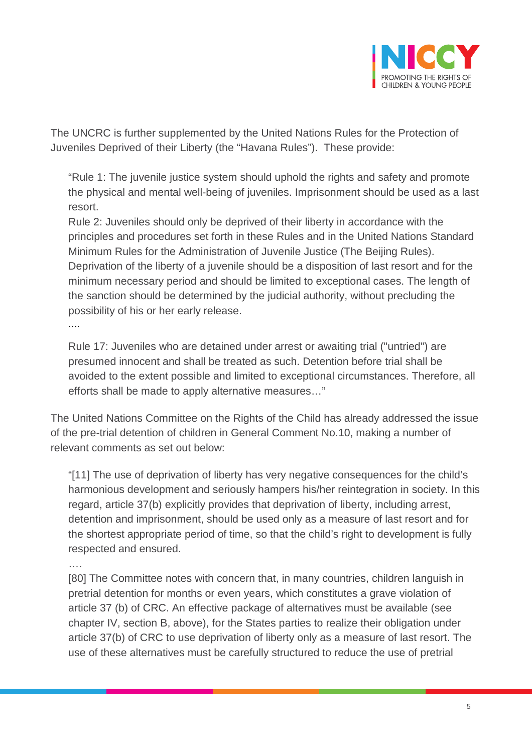The UNCRC is further supplemented by the United Nations Rules for the Protection of Juveniles Deprived of their Liberty (the "Havana Rules"). These provide:

> "Rule 1: The juvenile justice system should uphold the rights and safety and promote the physical and mental well-being of juveniles. Imprisonment should be used as a last resort.
> Rule 2: Juveniles should only be deprived of their liberty in accordance with the principles and procedures set forth in these Rules and in the United Nations Standard Minimum Rules for the Administration of Juvenile Justice (The Beijing Rules). Deprivation of the liberty of a juvenile should be a disposition of last resort and for the minimum necessary period and should be limited to exceptional cases. The length of the sanction should be determined by the judicial authority, without precluding the possibility of his or her early release.
> ....
>
> Rule 17: Juveniles who are detained under arrest or awaiting trial ("untried") are presumed innocent and shall be treated as such. Detention before trial shall be avoided to the extent possible and limited to exceptional circumstances. Therefore, all efforts shall be made to apply alternative measures…"

The United Nations Committee on the Rights of the Child has already addressed the issue of the pre-trial detention of children in General Comment No.10, making a number of relevant comments as set out below:

> "[11] The use of deprivation of liberty has very negative consequences for the child's harmonious development and seriously hampers his/her reintegration in society. In this regard, article 37(b) explicitly provides that deprivation of liberty, including arrest, detention and imprisonment, should be used only as a measure of last resort and for the shortest appropriate period of time, so that the child's right to development is fully respected and ensured.
> ….
> [80] The Committee notes with concern that, in many countries, children languish in pretrial detention for months or even years, which constitutes a grave violation of article 37 (b) of CRC. An effective package of alternatives must be available (see chapter IV, section B, above), for the States parties to realize their obligation under article 37(b) of CRC to use deprivation of liberty only as a measure of last resort. The use of these alternatives must be carefully structured to reduce the use of pretrial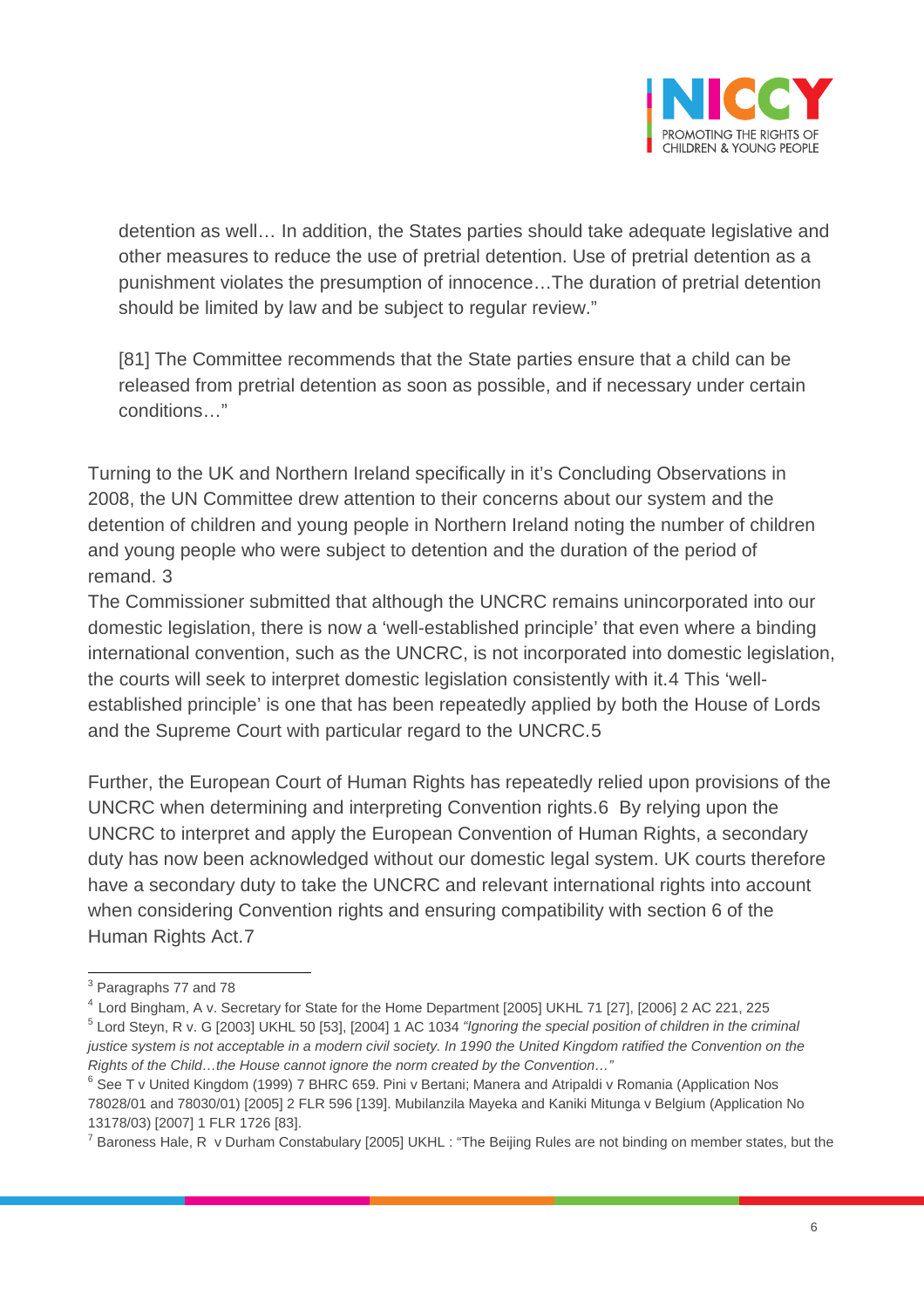detention as well… In addition, the States parties should take adequate legislative and other measures to reduce the use of pretrial detention. Use of pretrial detention as a punishment violates the presumption of innocence…The duration of pretrial detention should be limited by law and be subject to regular review."

[81] The Committee recommends that the State parties ensure that a child can be released from pretrial detention as soon as possible, and if necessary under certain conditions…"

Turning to the UK and Northern Ireland specifically in it's Concluding Observations in 2008, the UN Committee drew attention to their concerns about our system and the detention of children and young people in Northern Ireland noting the number of children and young people who were subject to detention and the duration of the period of remand. 3

The Commissioner submitted that although the UNCRC remains unincorporated into our domestic legislation, there is now a 'well-established principle' that even where a binding international convention, such as the UNCRC, is not incorporated into domestic legislation, the courts will seek to interpret domestic legislation consistently with it.4 This 'well-established principle' is one that has been repeatedly applied by both the House of Lords and the Supreme Court with particular regard to the UNCRC.5

Further, the European Court of Human Rights has repeatedly relied upon provisions of the UNCRC when determining and interpreting Convention rights.6 By relying upon the UNCRC to interpret and apply the European Convention of Human Rights, a secondary duty has now been acknowledged without our domestic legal system. UK courts therefore have a secondary duty to take the UNCRC and relevant international rights into account when considering Convention rights and ensuring compatibility with section 6 of the Human Rights Act.7

---

[3] Paragraphs 77 and 78

[4] Lord Bingham, A v. Secretary for State for the Home Department [2005] UKHL 71 [27], [2006] 2 AC 221, 225

[5] Lord Steyn, R v. G [2003] UKHL 50 [53], [2004] 1 AC 1034 *"Ignoring the special position of children in the criminal justice system is not acceptable in a modern civil society. In 1990 the United Kingdom ratified the Convention on the Rights of the Child…the House cannot ignore the norm created by the Convention…"*

[6] See T v United Kingdom (1999) 7 BHRC 659. Pini v Bertani; Manera and Atripaldi v Romania (Application Nos 78028/01 and 78030/01) [2005] 2 FLR 596 [139]. Mubilanzila Mayeka and Kaniki Mitunga v Belgium (Application No 13178/03) [2007] 1 FLR 1726 [83].

[7] Baroness Hale, R v Durham Constabulary [2005] UKHL : "The Beijing Rules are not binding on member states, but the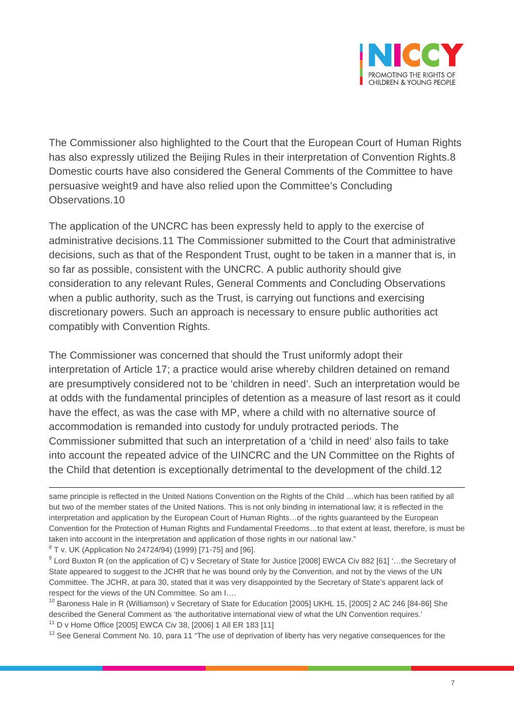The Commissioner also highlighted to the Court that the European Court of Human Rights has also expressly utilized the Beijing Rules in their interpretation of Convention Rights.[8] Domestic courts have also considered the General Comments of the Committee to have persuasive weight[9] and have also relied upon the Committee's Concluding Observations.[10]

The application of the UNCRC has been expressly held to apply to the exercise of administrative decisions.[11] The Commissioner submitted to the Court that administrative decisions, such as that of the Respondent Trust, ought to be taken in a manner that is, in so far as possible, consistent with the UNCRC. A public authority should give consideration to any relevant Rules, General Comments and Concluding Observations when a public authority, such as the Trust, is carrying out functions and exercising discretionary powers. Such an approach is necessary to ensure public authorities act compatibly with Convention Rights.

The Commissioner was concerned that should the Trust uniformly adopt their interpretation of Article 17; a practice would arise whereby children detained on remand are presumptively considered not to be 'children in need'. Such an interpretation would be at odds with the fundamental principles of detention as a measure of last resort as it could have the effect, as was the case with MP, where a child with no alternative source of accommodation is remanded into custody for unduly protracted periods. The Commissioner submitted that such an interpretation of a 'child in need' also fails to take into account the repeated advice of the UINCRC and the UN Committee on the Rights of the Child that detention is exceptionally detrimental to the development of the child.[12]

---

same principle is reflected in the United Nations Convention on the Rights of the Child …which has been ratified by all but two of the member states of the United Nations. This is not only binding in international law; it is reflected in the interpretation and application by the European Court of Human Rights…of the rights guaranteed by the European Convention for the Protection of Human Rights and Fundamental Freedoms…to that extent at least, therefore, is must be taken into account in the interpretation and application of those rights in our national law."

[8] T v. UK (Application No 24724/94) (1999) [71-75] and [96].

[9] Lord Buxton R (on the application of C) v Secretary of State for Justice [2008] EWCA Civ 882 [61] '…the Secretary of State appeared to suggest to the JCHR that he was bound only by the Convention, and not by the views of the UN Committee. The JCHR, at para 30, stated that it was very disappointed by the Secretary of State's apparent lack of respect for the views of the UN Committee. So am I.…

[10] Baroness Hale in R (Williamson) v Secretary of State for Education [2005] UKHL 15, [2005] 2 AC 246 [84-86] She described the General Comment as 'the authoritative international view of what the UN Convention requires.'

[11] D v Home Office [2005] EWCA Civ 38, [2006] 1 All ER 183 [11]

[12] See General Comment No. 10, para 11 "The use of deprivation of liberty has very negative consequences for the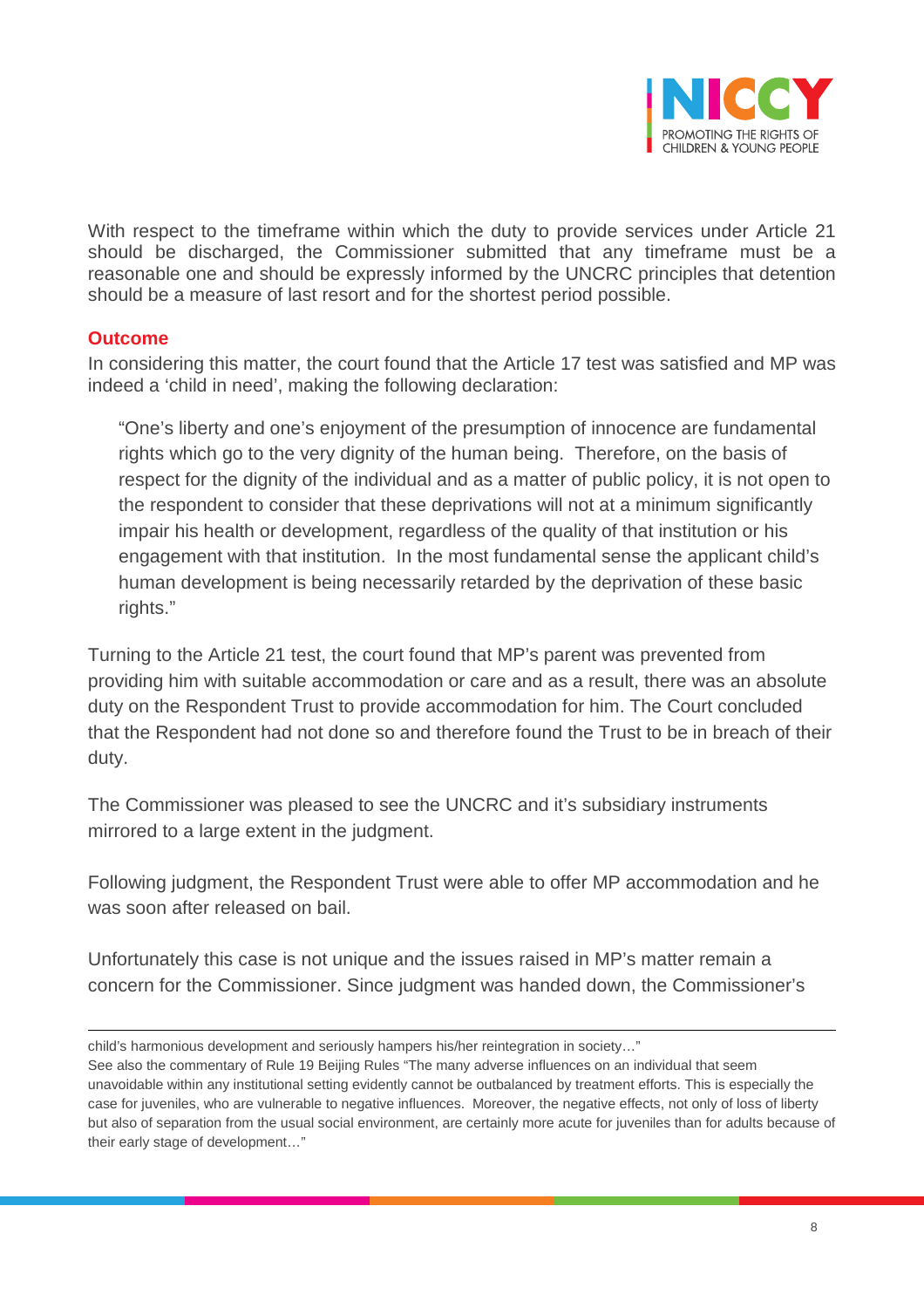With respect to the timeframe within which the duty to provide services under Article 21 should be discharged, the Commissioner submitted that any timeframe must be a reasonable one and should be expressly informed by the UNCRC principles that detention should be a measure of last resort and for the shortest period possible.

### Outcome

In considering this matter, the court found that the Article 17 test was satisfied and MP was indeed a 'child in need', making the following declaration:

> "One's liberty and one's enjoyment of the presumption of innocence are fundamental rights which go to the very dignity of the human being. Therefore, on the basis of respect for the dignity of the individual and as a matter of public policy, it is not open to the respondent to consider that these deprivations will not at a minimum significantly impair his health or development, regardless of the quality of that institution or his engagement with that institution. In the most fundamental sense the applicant child's human development is being necessarily retarded by the deprivation of these basic rights."

Turning to the Article 21 test, the court found that MP's parent was prevented from providing him with suitable accommodation or care and as a result, there was an absolute duty on the Respondent Trust to provide accommodation for him. The Court concluded that the Respondent had not done so and therefore found the Trust to be in breach of their duty.

The Commissioner was pleased to see the UNCRC and it's subsidiary instruments mirrored to a large extent in the judgment.

Following judgment, the Respondent Trust were able to offer MP accommodation and he was soon after released on bail.

Unfortunately this case is not unique and the issues raised in MP's matter remain a concern for the Commissioner. Since judgment was handed down, the Commissioner's

---

child's harmonious development and seriously hampers his/her reintegration in society…"
See also the commentary of Rule 19 Beijing Rules "The many adverse influences on an individual that seem unavoidable within any institutional setting evidently cannot be outbalanced by treatment efforts. This is especially the case for juveniles, who are vulnerable to negative influences. Moreover, the negative effects, not only of loss of liberty but also of separation from the usual social environment, are certainly more acute for juveniles than for adults because of their early stage of development…"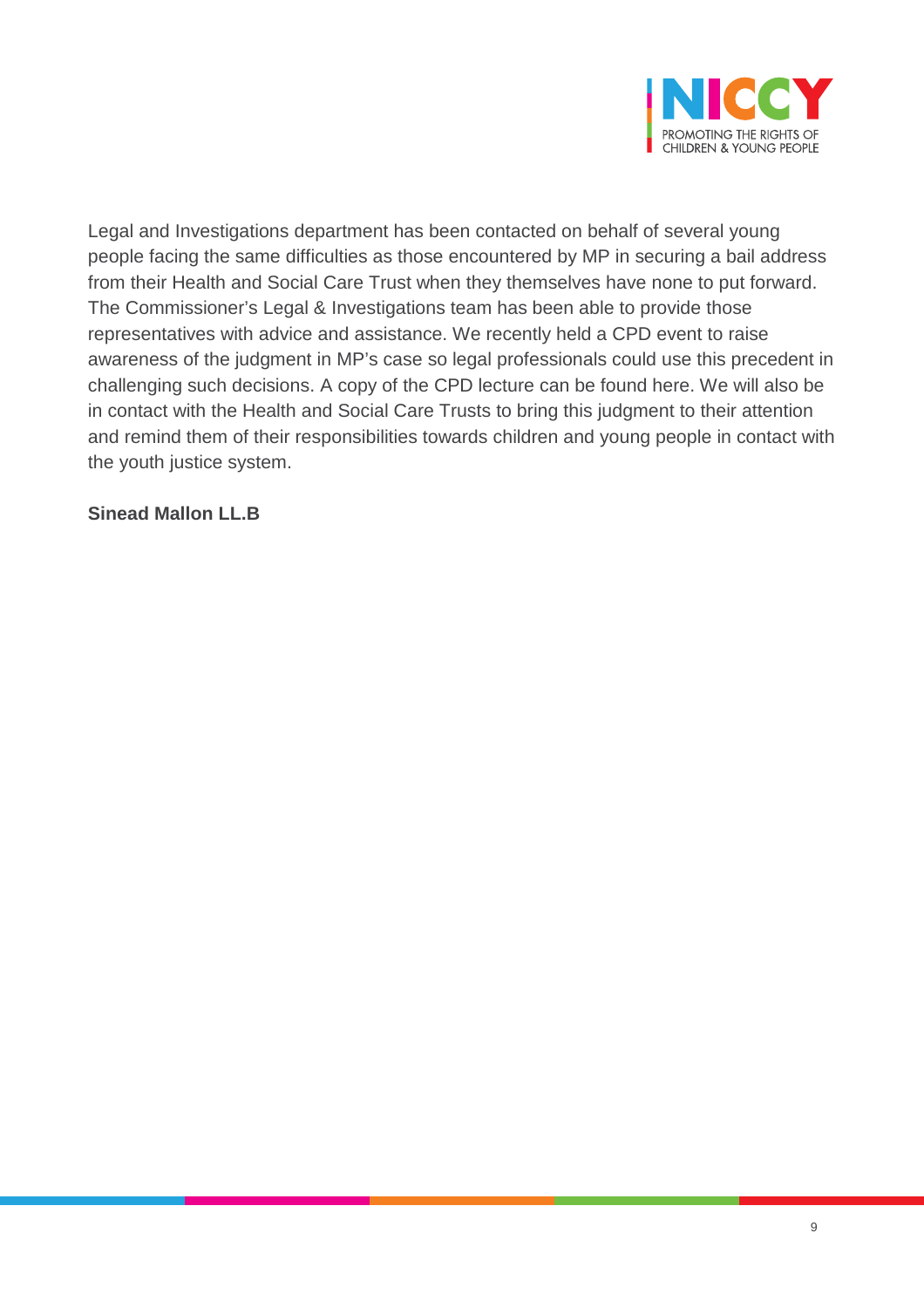Legal and Investigations department has been contacted on behalf of several young people facing the same difficulties as those encountered by MP in securing a bail address from their Health and Social Care Trust when they themselves have none to put forward. The Commissioner's Legal & Investigations team has been able to provide those representatives with advice and assistance. We recently held a CPD event to raise awareness of the judgment in MP's case so legal professionals could use this precedent in challenging such decisions. A copy of the CPD lecture can be found here. We will also be in contact with the Health and Social Care Trusts to bring this judgment to their attention and remind them of their responsibilities towards children and young people in contact with the youth justice system.

**Sinead Mallon LL.B**